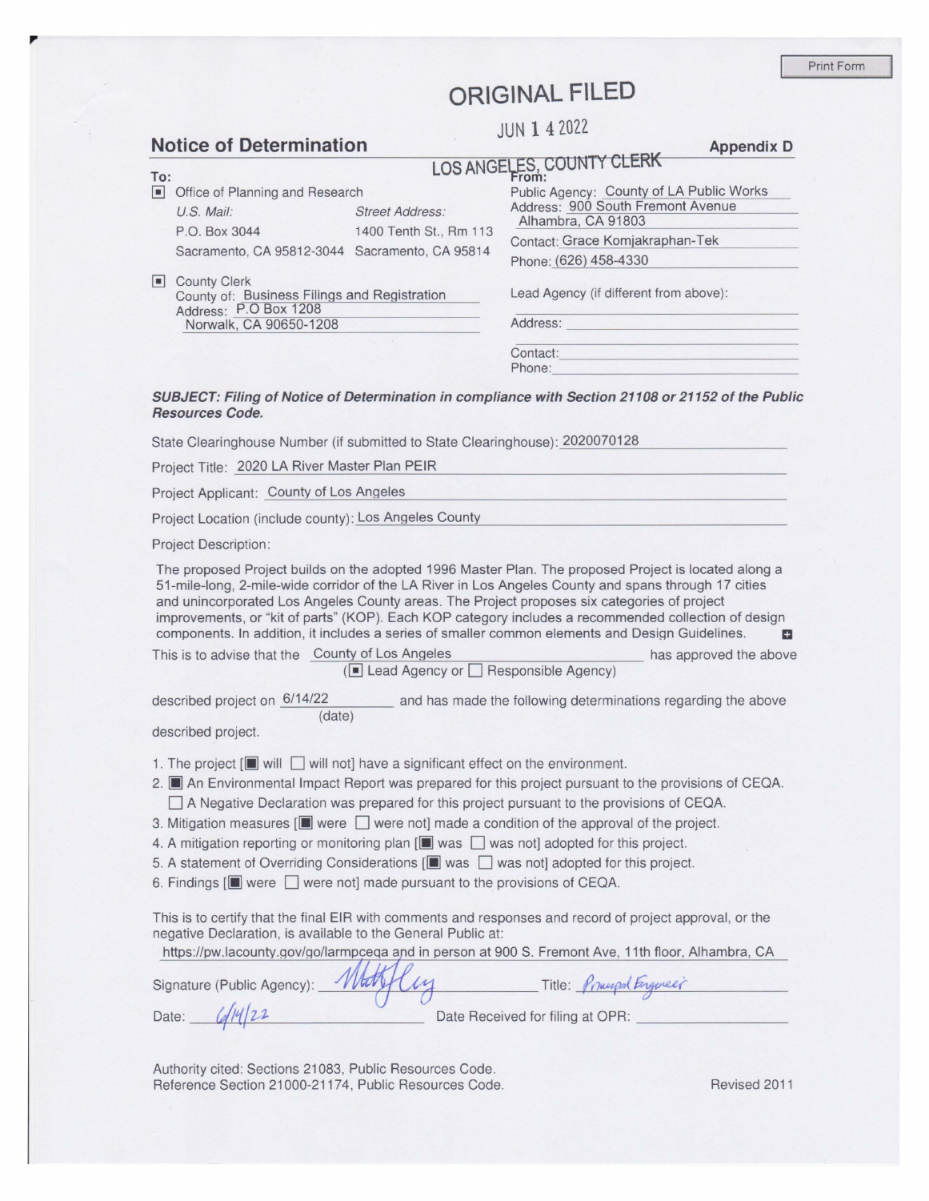Print Form

ORIGINAL FILED

JUN 14 2022

LOS ANGELES, COUNTY CLERK

## Notice of Determination

**Appendix D**

**To:**

■ Office of Planning and Research

| *U.S. Mail:* | *Street Address:* |
|---|---|
| P.O. Box 3044 | 1400 Tenth St., Rm 113 |
| Sacramento, CA 95812-3044 | Sacramento, CA 95814 |

■ County Clerk
County of: Business Filings and Registration
Address: P.O Box 1208
Norwalk, CA 90650-1208

**From:**

Public Agency: County of LA Public Works
Address: 900 South Fremont Avenue
Alhambra, CA 91803
Contact: Grace Komjakraphan-Tek
Phone: (626) 458-4330

Lead Agency (if different from above):

Address:

Contact:
Phone:

***SUBJECT: Filing of Notice of Determination in compliance with Section 21108 or 21152 of the Public Resources Code.***

State Clearinghouse Number (if submitted to State Clearinghouse): 2020070128

Project Title: 2020 LA River Master Plan PEIR

Project Applicant: County of Los Angeles

Project Location (include county): Los Angeles County

Project Description:

The proposed Project builds on the adopted 1996 Master Plan. The proposed Project is located along a 51-mile-long, 2-mile-wide corridor of the LA River in Los Angeles County and spans through 17 cities and unincorporated Los Angeles County areas. The Project proposes six categories of project improvements, or "kit of parts" (KOP). Each KOP category includes a recommended collection of design components. In addition, it includes a series of smaller common elements and Design Guidelines.

This is to advise that the County of Los Angeles (■ Lead Agency or ☐ Responsible Agency) has approved the above described project on 6/14/22 (date) and has made the following determinations regarding the above described project.

1. The project [■ will ☐ will not] have a significant effect on the environment.
2. ■ An Environmental Impact Report was prepared for this project pursuant to the provisions of CEQA.
   ☐ A Negative Declaration was prepared for this project pursuant to the provisions of CEQA.
3. Mitigation measures [■ were ☐ were not] made a condition of the approval of the project.
4. A mitigation reporting or monitoring plan [■ was ☐ was not] adopted for this project.
5. A statement of Overriding Considerations [■ was ☐ was not] adopted for this project.
6. Findings [■ were ☐ were not] made pursuant to the provisions of CEQA.

This is to certify that the final EIR with comments and responses and record of project approval, or the negative Declaration, is available to the General Public at:

https://pw.lacounty.gov/go/larmpceqa and in person at 900 S. Fremont Ave, 11th floor, Alhambra, CA

Signature (Public Agency): *[signature]* Title: *Principal Engineer*

Date: *6/14/22* Date Received for filing at OPR:

Authority cited: Sections 21083, Public Resources Code.
Reference Section 21000-21174, Public Resources Code.

Revised 2011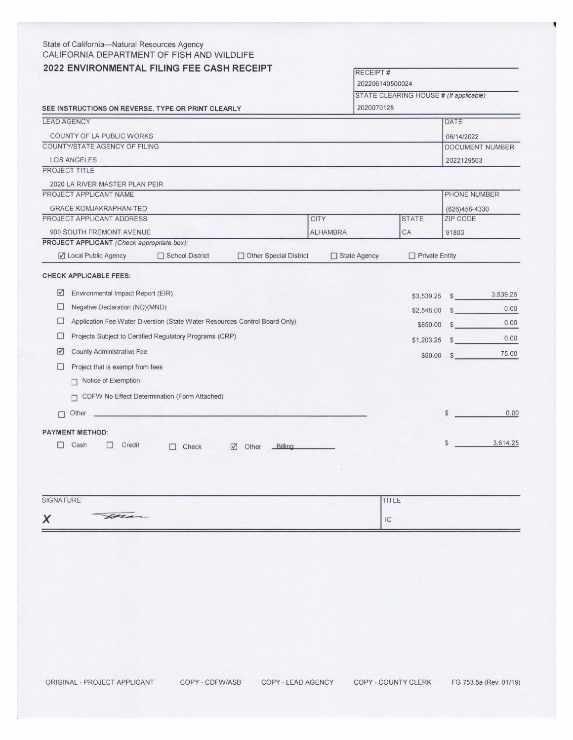State of California—Natural Resources Agency
CALIFORNIA DEPARTMENT OF FISH AND WILDLIFE

## 2022 ENVIRONMENTAL FILING FEE CASH RECEIPT

| | |
|---|---|
| RECEIPT # | 202206140500024 |
| STATE CLEARING HOUSE # *(If applicable)* | 2020070128 |

**SEE INSTRUCTIONS ON REVERSE. TYPE OR PRINT CLEARLY**

| | | | |
|---|---|---|---|
| LEAD AGENCY: COUNTY OF LA PUBLIC WORKS | | | DATE: 06/14/2022 |
| COUNTY/STATE AGENCY OF FILING: LOS ANGELES | | | DOCUMENT NUMBER: 2022129503 |
| PROJECT TITLE: 2020 LA RIVER MASTER PLAN PEIR | | | |
| PROJECT APPLICANT NAME: GRACE KOMJAKRAPHAN-TED | | | PHONE NUMBER: (626)458-4330 |
| PROJECT APPLICANT ADDRESS: 900 SOUTH FREMONT AVENUE | CITY: ALHAMBRA | STATE: CA | ZIP CODE: 91803 |

**PROJECT APPLICANT** *(Check appropriate box):*

☑ Local Public Agency ☐ School District ☐ Other Special District ☐ State Agency ☐ Private Entity

**CHECK APPLICABLE FEES:**

| | Fee | Rate | Amount |
|---|---|---|---|
| ☑ | Environmental Impact Report (EIR) | $3,539.25 | $ 3,539.25 |
| ☐ | Negative Declaration (ND)(MND) | $2,548.00 | $ 0.00 |
| ☐ | Application Fee Water Diversion (State Water Resources Control Board Only) | $850.00 | $ 0.00 |
| ☐ | Projects Subject to Certified Regulatory Programs (CRP) | $1,203.25 | $ 0.00 |
| ☑ | County Administrative Fee | ~~$50.00~~ | $ 75.00 |
| ☐ | Project that is exempt from fees | | |
| | ☐ Notice of Exemption | | |
| | ☐ CDFW No Effect Determination (Form Attached) | | |
| ☐ | Other | | $ 0.00 |

**PAYMENT METHOD:**

☐ Cash ☐ Credit ☐ Check ☑ Other Billing

Total: $ 3,614.25

| SIGNATURE | TITLE |
|---|---|
| X [signature] | IC |

ORIGINAL - PROJECT APPLICANT COPY - CDFW/ASB COPY - LEAD AGENCY COPY - COUNTY CLERK FG 753.5a (Rev. 01/19)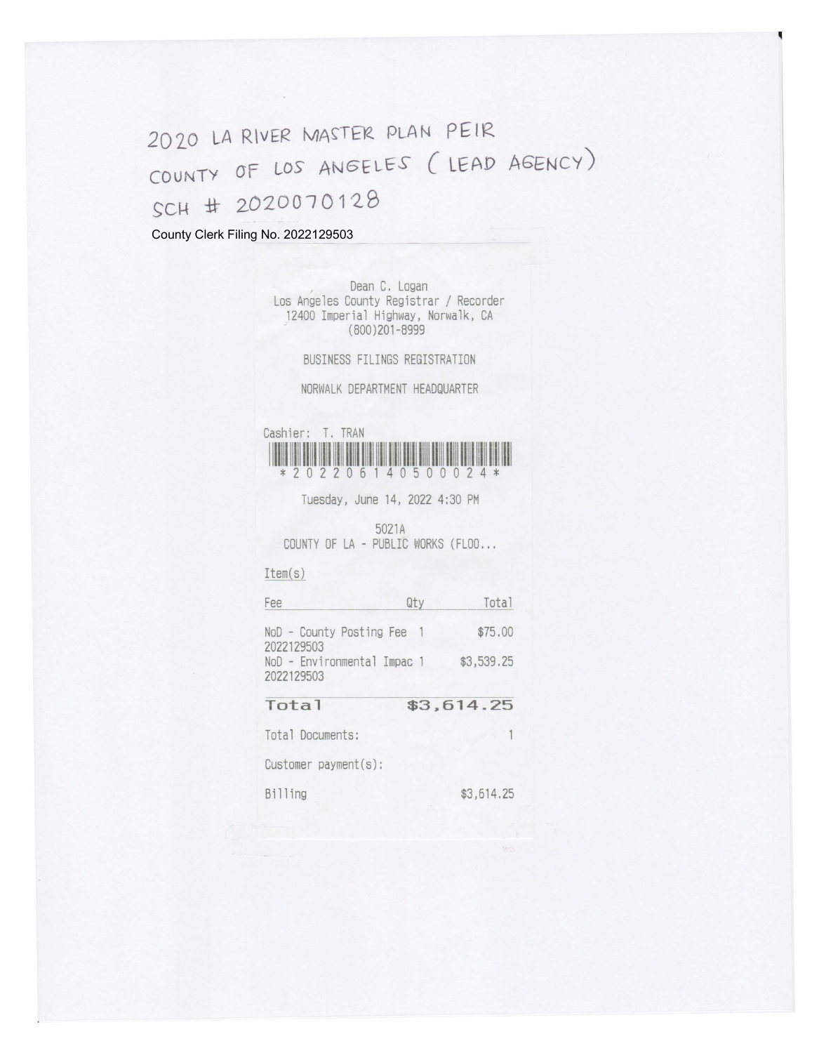2020 LA RIVER MASTER PLAN PEIR

COUNTY OF LOS ANGELES (LEAD AGENCY)

SCH # 2020070128

County Clerk Filing No. 2022129503

Dean C. Logan
Los Angeles County Registrar / Recorder
12400 Imperial Highway, Norwalk, CA
(800)201-8999

BUSINESS FILINGS REGISTRATION

NORWALK DEPARTMENT HEADQUARTER

Cashier: T. TRAN

*2022061405000024*

Tuesday, June 14, 2022 4:30 PM

5021A
COUNTY OF LA - PUBLIC WORKS (FLOO...

Item(s)

| Fee | Qty | Total |
|---|---|---|
| NoD - County Posting Fee 2022129503 | 1 | $75.00 |
| NoD - Environmental Impac 2022129503 | 1 | $3,539.25 |

**Total $3,614.25**

Total Documents: 1

Customer payment(s):

Billing $3,614.25